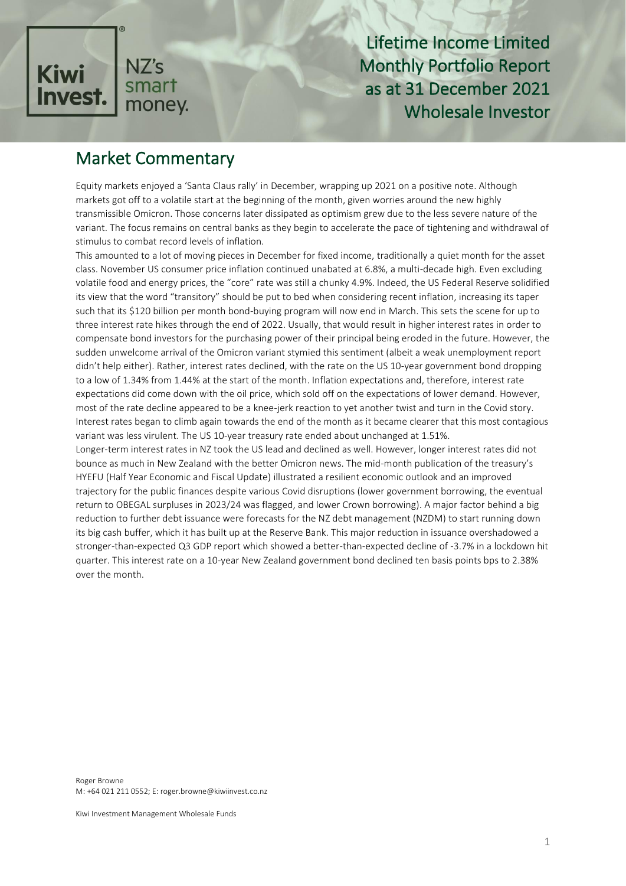Kiwi Invest. NZ's smart money.

# Lifetime Income Limited Monthly Portfolio Report as at 31 December 2021 Wholesale Investor

## Market Commentary

Equity markets enjoyed a 'Santa Claus rally' in December, wrapping up 2021 on a positive note. Although markets got off to a volatile start at the beginning of the month, given worries around the new highly transmissible Omicron. Those concerns later dissipated as optimism grew due to the less severe nature of the variant. The focus remains on central banks as they begin to accelerate the pace of tightening and withdrawal of stimulus to combat record levels of inflation.

This amounted to a lot of moving pieces in December for fixed income, traditionally a quiet month for the asset class. November US consumer price inflation continued unabated at 6.8%, a multi-decade high. Even excluding volatile food and energy prices, the "core" rate was still a chunky 4.9%. Indeed, the US Federal Reserve solidified its view that the word "transitory" should be put to bed when considering recent inflation, increasing its taper such that its $120 billion per month bond-buying program will now end in March. This sets the scene for up to three interest rate hikes through the end of 2022. Usually, that would result in higher interest rates in order to compensate bond investors for the purchasing power of their principal being eroded in the future. However, the sudden unwelcome arrival of the Omicron variant stymied this sentiment (albeit a weak unemployment report didn't help either). Rather, interest rates declined, with the rate on the US 10-year government bond dropping to a low of 1.34% from 1.44% at the start of the month. Inflation expectations and, therefore, interest rate expectations did come down with the oil price, which sold off on the expectations of lower demand. However, most of the rate decline appeared to be a knee-jerk reaction to yet another twist and turn in the Covid story. Interest rates began to climb again towards the end of the month as it became clearer that this most contagious variant was less virulent. The US 10-year treasury rate ended about unchanged at 1.51%.

Longer-term interest rates in NZ took the US lead and declined as well. However, longer interest rates did not bounce as much in New Zealand with the better Omicron news. The mid-month publication of the treasury's HYEFU (Half Year Economic and Fiscal Update) illustrated a resilient economic outlook and an improved trajectory for the public finances despite various Covid disruptions (lower government borrowing, the eventual return to OBEGAL surpluses in 2023/24 was flagged, and lower Crown borrowing). A major factor behind a big reduction to further debt issuance were forecasts for the NZ debt management (NZDM) to start running down its big cash buffer, which it has built up at the Reserve Bank. This major reduction in issuance overshadowed a stronger-than-expected Q3 GDP report which showed a better-than-expected decline of -3.7% in a lockdown hit quarter. This interest rate on a 10-year New Zealand government bond declined ten basis points bps to 2.38% over the month.

Roger Browne
M: +64 021 211 0552; E: roger.browne@kiwiinvest.co.nz

Kiwi Investment Management Wholesale Funds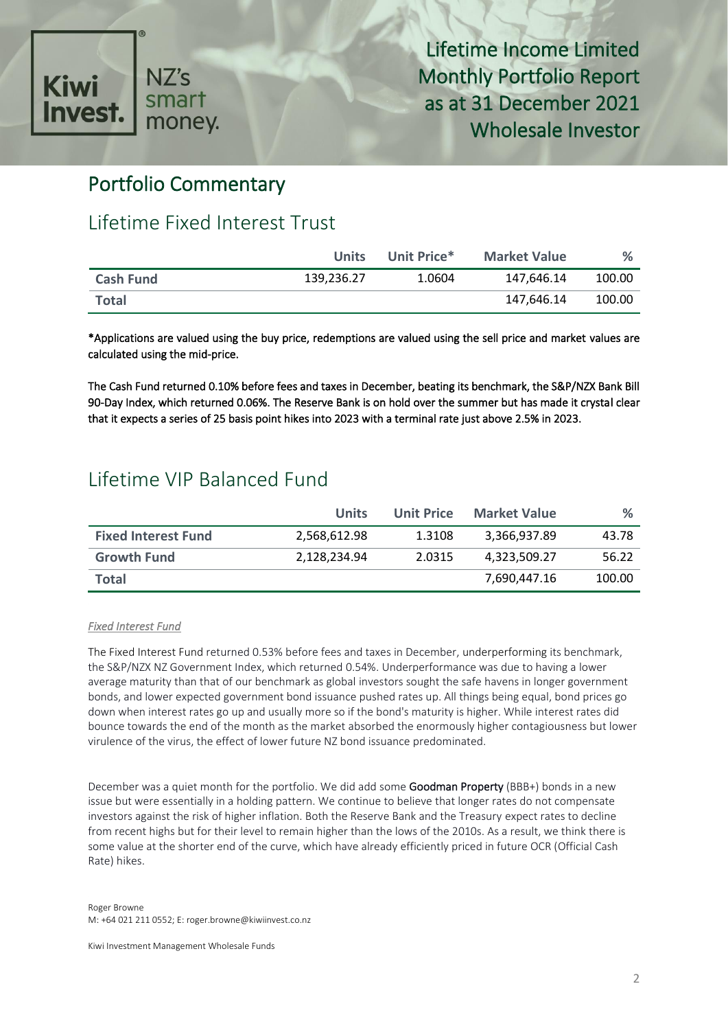Lifetime Income Limited
Monthly Portfolio Report
as at 31 December 2021
Wholesale Investor

## Portfolio Commentary

### Lifetime Fixed Interest Trust

| | Units | Unit Price* | Market Value | % |
|---|---|---|---|---|
| **Cash Fund** | 139,236.27 | 1.0604 | 147,646.14 | 100.00 |
| **Total** | | | 147,646.14 | 100.00 |

*Applications are valued using the buy price, redemptions are valued using the sell price and market values are calculated using the mid-price.

The Cash Fund returned 0.10% before fees and taxes in December, beating its benchmark, the S&P/NZX Bank Bill 90-Day Index, which returned 0.06%. The Reserve Bank is on hold over the summer but has made it crystal clear that it expects a series of 25 basis point hikes into 2023 with a terminal rate just above 2.5% in 2023.

### Lifetime VIP Balanced Fund

| | Units | Unit Price | Market Value | % |
|---|---|---|---|---|
| **Fixed Interest Fund** | 2,568,612.98 | 1.3108 | 3,366,937.89 | 43.78 |
| **Growth Fund** | 2,128,234.94 | 2.0315 | 4,323,509.27 | 56.22 |
| **Total** | | | 7,690,447.16 | 100.00 |

*Fixed Interest Fund*

The Fixed Interest Fund returned 0.53% before fees and taxes in December, underperforming its benchmark, the S&P/NZX NZ Government Index, which returned 0.54%. Underperformance was due to having a lower average maturity than that of our benchmark as global investors sought the safe havens in longer government bonds, and lower expected government bond issuance pushed rates up. All things being equal, bond prices go down when interest rates go up and usually more so if the bond's maturity is higher. While interest rates did bounce towards the end of the month as the market absorbed the enormously higher contagiousness but lower virulence of the virus, the effect of lower future NZ bond issuance predominated.

December was a quiet month for the portfolio. We did add some Goodman Property (BBB+) bonds in a new issue but were essentially in a holding pattern. We continue to believe that longer rates do not compensate investors against the risk of higher inflation. Both the Reserve Bank and the Treasury expect rates to decline from recent highs but for their level to remain higher than the lows of the 2010s. As a result, we think there is some value at the shorter end of the curve, which have already efficiently priced in future OCR (Official Cash Rate) hikes.

Roger Browne
M: +64 021 211 0552; E: roger.browne@kiwiinvest.co.nz

Kiwi Investment Management Wholesale Funds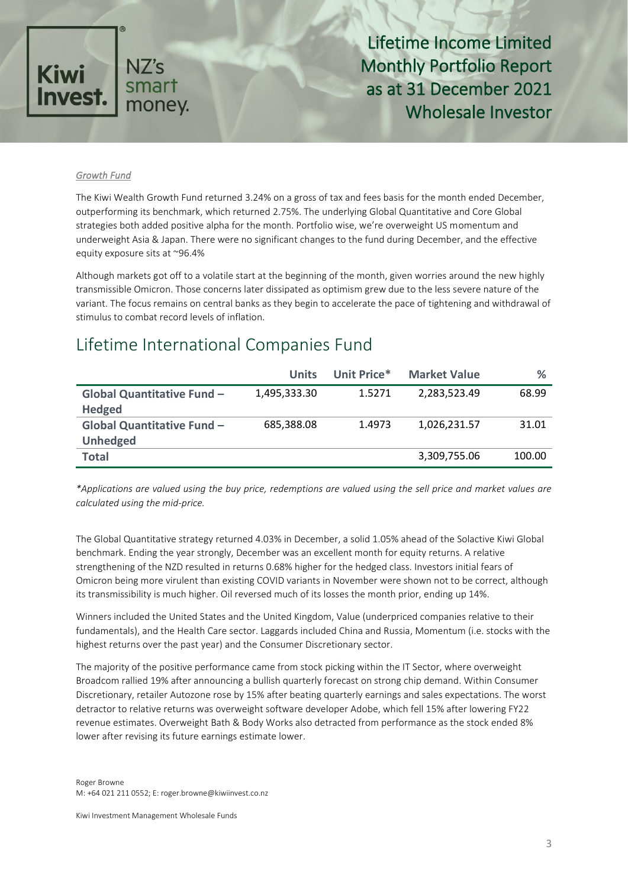*Growth Fund*

The Kiwi Wealth Growth Fund returned 3.24% on a gross of tax and fees basis for the month ended December, outperforming its benchmark, which returned 2.75%. The underlying Global Quantitative and Core Global strategies both added positive alpha for the month. Portfolio wise, we're overweight US momentum and underweight Asia & Japan. There were no significant changes to the fund during December, and the effective equity exposure sits at ~96.4%

Although markets got off to a volatile start at the beginning of the month, given worries around the new highly transmissible Omicron. Those concerns later dissipated as optimism grew due to the less severe nature of the variant. The focus remains on central banks as they begin to accelerate the pace of tightening and withdrawal of stimulus to combat record levels of inflation.

## Lifetime International Companies Fund

| | Units | Unit Price* | Market Value | % |
|---|---|---|---|---|
| **Global Quantitative Fund – Hedged** | 1,495,333.30 | 1.5271 | 2,283,523.49 | 68.99 |
| **Global Quantitative Fund – Unhedged** | 685,388.08 | 1.4973 | 1,026,231.57 | 31.01 |
| **Total** | | | 3,309,755.06 | 100.00 |

*\*Applications are valued using the buy price, redemptions are valued using the sell price and market values are calculated using the mid-price.*

The Global Quantitative strategy returned 4.03% in December, a solid 1.05% ahead of the Solactive Kiwi Global benchmark. Ending the year strongly, December was an excellent month for equity returns. A relative strengthening of the NZD resulted in returns 0.68% higher for the hedged class. Investors initial fears of Omicron being more virulent than existing COVID variants in November were shown not to be correct, although its transmissibility is much higher. Oil reversed much of its losses the month prior, ending up 14%.

Winners included the United States and the United Kingdom, Value (underpriced companies relative to their fundamentals), and the Health Care sector. Laggards included China and Russia, Momentum (i.e. stocks with the highest returns over the past year) and the Consumer Discretionary sector.

The majority of the positive performance came from stock picking within the IT Sector, where overweight Broadcom rallied 19% after announcing a bullish quarterly forecast on strong chip demand. Within Consumer Discretionary, retailer Autozone rose by 15% after beating quarterly earnings and sales expectations. The worst detractor to relative returns was overweight software developer Adobe, which fell 15% after lowering FY22 revenue estimates. Overweight Bath & Body Works also detracted from performance as the stock ended 8% lower after revising its future earnings estimate lower.

Roger Browne
M: +64 021 211 0552; E: roger.browne@kiwiinvest.co.nz